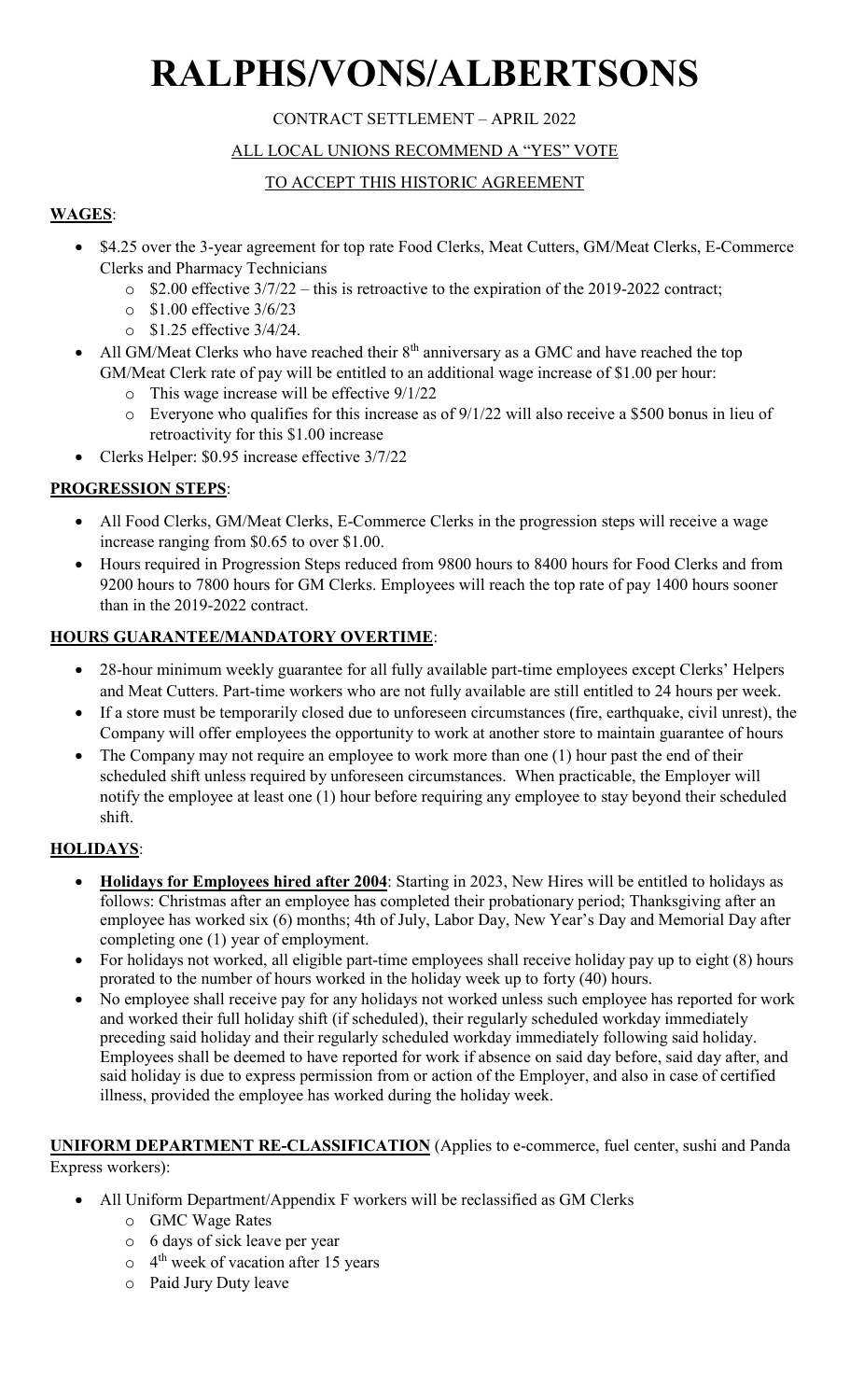# RALPHS/VONS/ALBERTSONS

CONTRACT SETTLEMENT – APRIL 2022

ALL LOCAL UNIONS RECOMMEND A "YES" VOTE

TO ACCEPT THIS HISTORIC AGREEMENT

## WAGES:

- $4.25 over the 3-year agreement for top rate Food Clerks, Meat Cutters, GM/Meat Clerks, E-Commerce Clerks and Pharmacy Technicians
  - $2.00 effective 3/7/22 – this is retroactive to the expiration of the 2019-2022 contract;
  - $1.00 effective 3/6/23
  - $1.25 effective 3/4/24.
- All GM/Meat Clerks who have reached their 8th anniversary as a GMC and have reached the top GM/Meat Clerk rate of pay will be entitled to an additional wage increase of $1.00 per hour:
  - This wage increase will be effective 9/1/22
  - Everyone who qualifies for this increase as of 9/1/22 will also receive a $500 bonus in lieu of retroactivity for this $1.00 increase
- Clerks Helper: $0.95 increase effective 3/7/22

## PROGRESSION STEPS:

- All Food Clerks, GM/Meat Clerks, E-Commerce Clerks in the progression steps will receive a wage increase ranging from $0.65 to over $1.00.
- Hours required in Progression Steps reduced from 9800 hours to 8400 hours for Food Clerks and from 9200 hours to 7800 hours for GM Clerks. Employees will reach the top rate of pay 1400 hours sooner than in the 2019-2022 contract.

## HOURS GUARANTEE/MANDATORY OVERTIME:

- 28-hour minimum weekly guarantee for all fully available part-time employees except Clerks' Helpers and Meat Cutters. Part-time workers who are not fully available are still entitled to 24 hours per week.
- If a store must be temporarily closed due to unforeseen circumstances (fire, earthquake, civil unrest), the Company will offer employees the opportunity to work at another store to maintain guarantee of hours
- The Company may not require an employee to work more than one (1) hour past the end of their scheduled shift unless required by unforeseen circumstances. When practicable, the Employer will notify the employee at least one (1) hour before requiring any employee to stay beyond their scheduled shift.

## HOLIDAYS:

- **Holidays for Employees hired after 2004**: Starting in 2023, New Hires will be entitled to holidays as follows: Christmas after an employee has completed their probationary period; Thanksgiving after an employee has worked six (6) months; 4th of July, Labor Day, New Year's Day and Memorial Day after completing one (1) year of employment.
- For holidays not worked, all eligible part-time employees shall receive holiday pay up to eight (8) hours prorated to the number of hours worked in the holiday week up to forty (40) hours.
- No employee shall receive pay for any holidays not worked unless such employee has reported for work and worked their full holiday shift (if scheduled), their regularly scheduled workday immediately preceding said holiday and their regularly scheduled workday immediately following said holiday. Employees shall be deemed to have reported for work if absence on said day before, said day after, and said holiday is due to express permission from or action of the Employer, and also in case of certified illness, provided the employee has worked during the holiday week.

## UNIFORM DEPARTMENT RE-CLASSIFICATION (Applies to e-commerce, fuel center, sushi and Panda Express workers):

- All Uniform Department/Appendix F workers will be reclassified as GM Clerks
  - GMC Wage Rates
  - 6 days of sick leave per year
  - 4th week of vacation after 15 years
  - Paid Jury Duty leave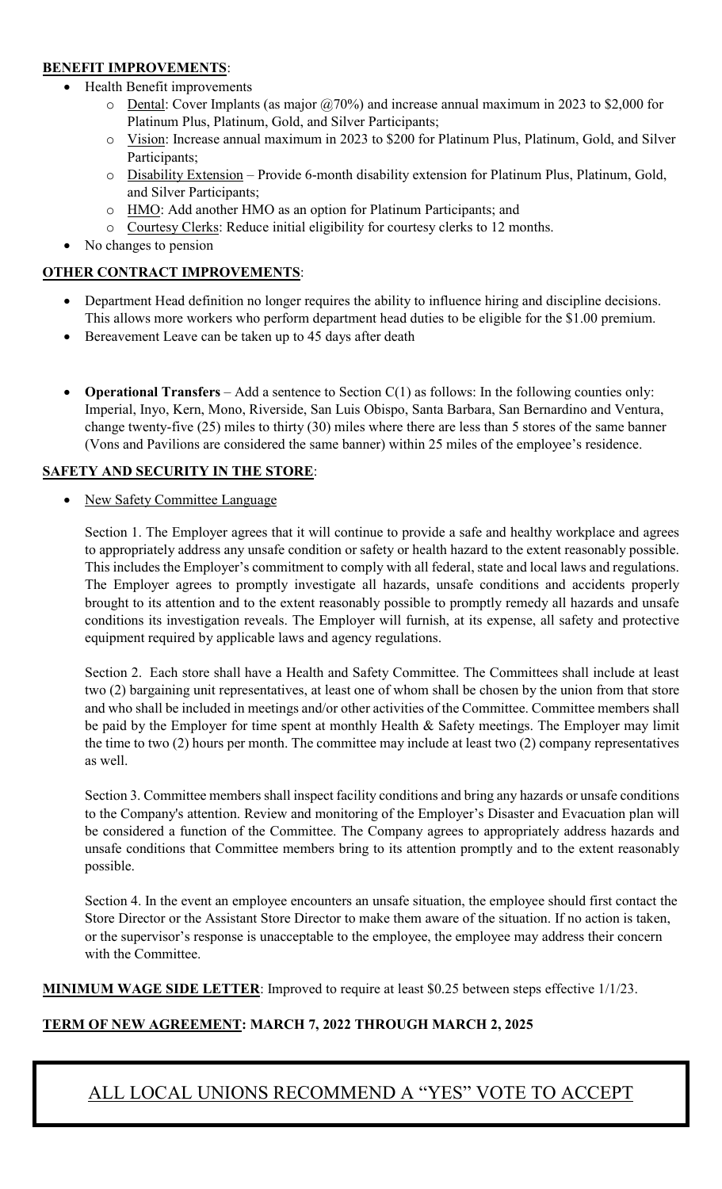**BENEFIT IMPROVEMENTS**:

- Health Benefit improvements
  - Dental: Cover Implants (as major @70%) and increase annual maximum in 2023 to $2,000 for Platinum Plus, Platinum, Gold, and Silver Participants;
  - Vision: Increase annual maximum in 2023 to $200 for Platinum Plus, Platinum, Gold, and Silver Participants;
  - Disability Extension – Provide 6-month disability extension for Platinum Plus, Platinum, Gold, and Silver Participants;
  - HMO: Add another HMO as an option for Platinum Participants; and
  - Courtesy Clerks: Reduce initial eligibility for courtesy clerks to 12 months.
- No changes to pension

**OTHER CONTRACT IMPROVEMENTS**:

- Department Head definition no longer requires the ability to influence hiring and discipline decisions. This allows more workers who perform department head duties to be eligible for the $1.00 premium.
- Bereavement Leave can be taken up to 45 days after death
- **Operational Transfers** – Add a sentence to Section C(1) as follows: In the following counties only: Imperial, Inyo, Kern, Mono, Riverside, San Luis Obispo, Santa Barbara, San Bernardino and Ventura, change twenty-five (25) miles to thirty (30) miles where there are less than 5 stores of the same banner (Vons and Pavilions are considered the same banner) within 25 miles of the employee's residence.

**SAFETY AND SECURITY IN THE STORE**:

- New Safety Committee Language

  Section 1. The Employer agrees that it will continue to provide a safe and healthy workplace and agrees to appropriately address any unsafe condition or safety or health hazard to the extent reasonably possible. This includes the Employer's commitment to comply with all federal, state and local laws and regulations. The Employer agrees to promptly investigate all hazards, unsafe conditions and accidents properly brought to its attention and to the extent reasonably possible to promptly remedy all hazards and unsafe conditions its investigation reveals. The Employer will furnish, at its expense, all safety and protective equipment required by applicable laws and agency regulations.

  Section 2. Each store shall have a Health and Safety Committee. The Committees shall include at least two (2) bargaining unit representatives, at least one of whom shall be chosen by the union from that store and who shall be included in meetings and/or other activities of the Committee. Committee members shall be paid by the Employer for time spent at monthly Health & Safety meetings. The Employer may limit the time to two (2) hours per month. The committee may include at least two (2) company representatives as well.

  Section 3. Committee members shall inspect facility conditions and bring any hazards or unsafe conditions to the Company's attention. Review and monitoring of the Employer's Disaster and Evacuation plan will be considered a function of the Committee. The Company agrees to appropriately address hazards and unsafe conditions that Committee members bring to its attention promptly and to the extent reasonably possible.

  Section 4. In the event an employee encounters an unsafe situation, the employee should first contact the Store Director or the Assistant Store Director to make them aware of the situation. If no action is taken, or the supervisor's response is unacceptable to the employee, the employee may address their concern with the Committee.

**MINIMUM WAGE SIDE LETTER**: Improved to require at least $0.25 between steps effective 1/1/23.

**TERM OF NEW AGREEMENT: MARCH 7, 2022 THROUGH MARCH 2, 2025**

ALL LOCAL UNIONS RECOMMEND A "YES" VOTE TO ACCEPT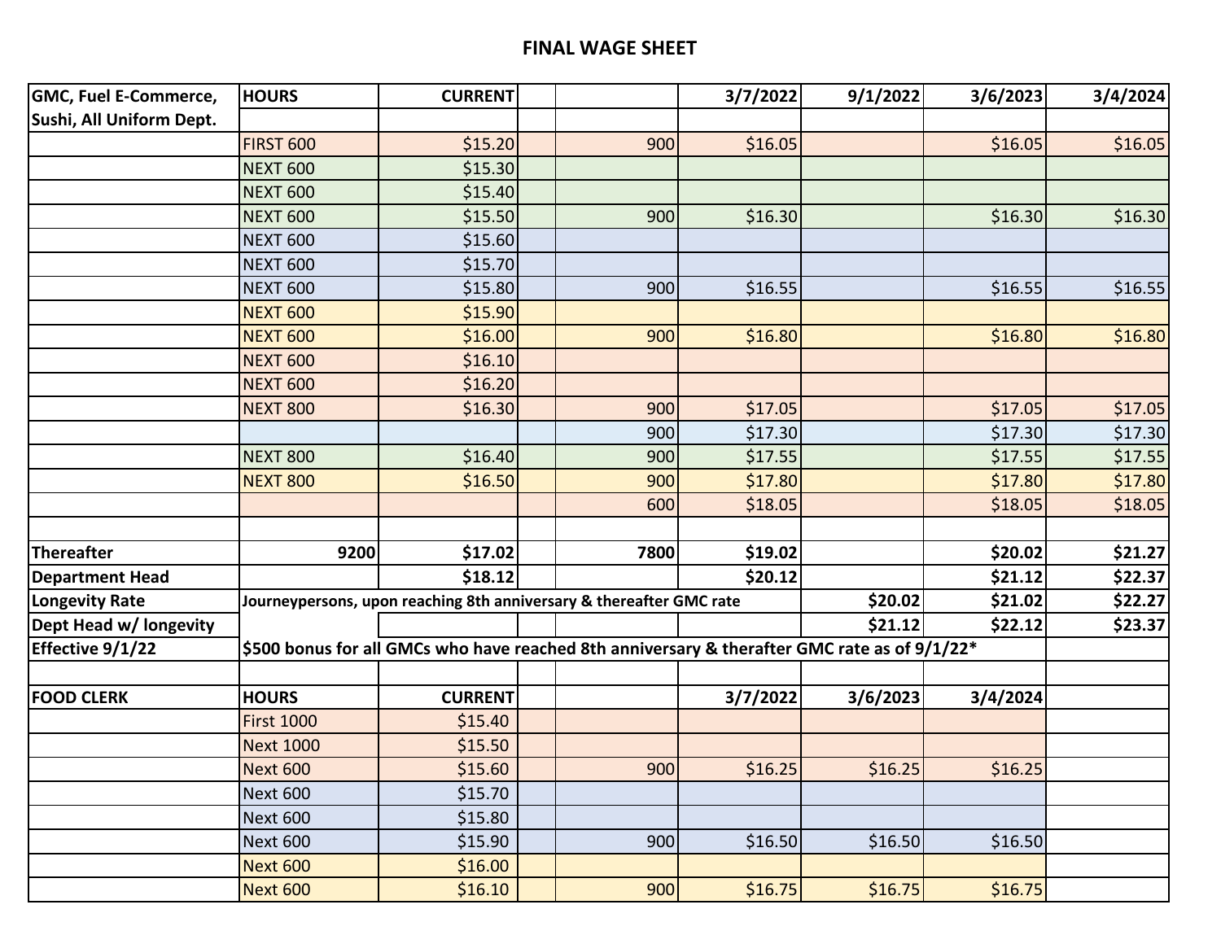# FINAL WAGE SHEET

| GMC, Fuel E-Commerce, Sushi, All Uniform Dept. | HOURS | CURRENT | | | 3/7/2022 | 9/1/2022 | 3/6/2023 | 3/4/2024 |
|---|---|---|---|---|---|---|---|---|
| | | | | | | | | |
| | FIRST 600 | $15.20 | | 900 | $16.05 | | $16.05 | $16.05 |
| | NEXT 600 | $15.30 | | | | | | |
| | NEXT 600 | $15.40 | | | | | | |
| | NEXT 600 | $15.50 | | 900 | $16.30 | | $16.30 | $16.30 |
| | NEXT 600 | $15.60 | | | | | | |
| | NEXT 600 | $15.70 | | | | | | |
| | NEXT 600 | $15.80 | | 900 | $16.55 | | $16.55 | $16.55 |
| | NEXT 600 | $15.90 | | | | | | |
| | NEXT 600 | $16.00 | | 900 | $16.80 | | $16.80 | $16.80 |
| | NEXT 600 | $16.10 | | | | | | |
| | NEXT 600 | $16.20 | | | | | | |
| | NEXT 800 | $16.30 | | 900 | $17.05 | | $17.05 | $17.05 |
| | | | | 900 | $17.30 | | $17.30 | $17.30 |
| | NEXT 800 | $16.40 | | 900 | $17.55 | | $17.55 | $17.55 |
| | NEXT 800 | $16.50 | | 900 | $17.80 | | $17.80 | $17.80 |
| | | | | 600 | $18.05 | | $18.05 | $18.05 |
| | | | | | | | | |
| **Thereafter** | **9200** | **$17.02** | | **7800** | **$19.02** | | **$20.02** | **$21.27** |
| **Department Head** | | **$18.12** | | | **$20.12** | | **$21.12** | **$22.37** |
| **Longevity Rate** | **Journeypersons, upon reaching 8th anniversary & thereafter GMC rate** | | | | | **$20.02** | **$21.02** | **$22.27** |
| **Dept Head w/ longevity** | | | | | | **$21.12** | **$22.12** | **$23.37** |
| **Effective 9/1/22** | **$500 bonus for all GMCs who have reached 8th anniversary & therafter GMC rate as of 9/1/22*** | | | | | | | |
| | | | | | | | | |
| **FOOD CLERK** | **HOURS** | **CURRENT** | | | **3/7/2022** | **3/6/2023** | **3/4/2024** | |
| | First 1000 | $15.40 | | | | | | |
| | Next 1000 | $15.50 | | | | | | |
| | Next 600 | $15.60 | | 900 | $16.25 | $16.25 | $16.25 | |
| | Next 600 | $15.70 | | | | | | |
| | Next 600 | $15.80 | | | | | | |
| | Next 600 | $15.90 | | 900 | $16.50 | $16.50 | $16.50 | |
| | Next 600 | $16.00 | | | | | | |
| | Next 600 | $16.10 | | 900 | $16.75 | $16.75 | $16.75 | |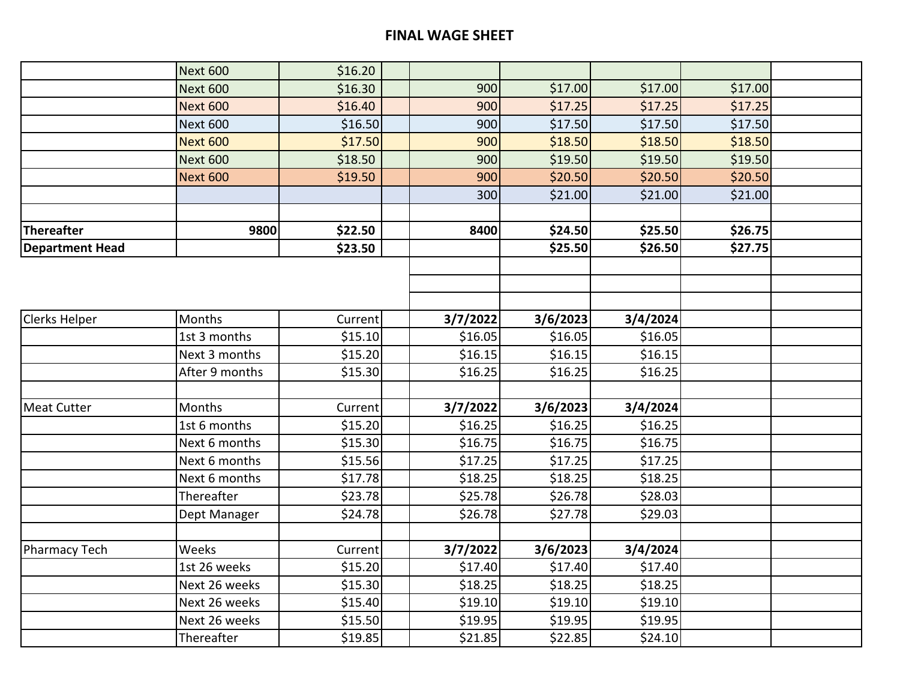## FINAL WAGE SHEET

| | | | | | | | | |
|---|---|---|---|---|---|---|---|---|
| | Next 600 | $16.20 | | | | | | |
| | Next 600 | $16.30 | | 900 | $17.00 | $17.00 | $17.00 | |
| | Next 600 | $16.40 | | 900 | $17.25 | $17.25 | $17.25 | |
| | Next 600 | $16.50 | | 900 | $17.50 | $17.50 | $17.50 | |
| | Next 600 | $17.50 | | 900 | $18.50 | $18.50 | $18.50 | |
| | Next 600 | $18.50 | | 900 | $19.50 | $19.50 | $19.50 | |
| | Next 600 | $19.50 | | 900 | $20.50 | $20.50 | $20.50 | |
| | | | | 300 | $21.00 | $21.00 | $21.00 | |
| | | | | | | | | |
| **Thereafter** | 9800 | **$22.50** | | **8400** | **$24.50** | **$25.50** | **$26.75** | |
| **Department Head** | | **$23.50** | | | **$25.50** | **$26.50** | **$27.75** | |

| | | | | | | | | |
|---|---|---|---|---|---|---|---|---|
| Clerks Helper | Months | Current | | **3/7/2022** | **3/6/2023** | **3/4/2024** | | |
| | 1st 3 months | $15.10 | | $16.05 | $16.05 | $16.05 | | |
| | Next 3 months | $15.20 | | $16.15 | $16.15 | $16.15 | | |
| | After 9 months | $15.30 | | $16.25 | $16.25 | $16.25 | | |
| | | | | | | | | |
| Meat Cutter | Months | Current | | **3/7/2022** | **3/6/2023** | **3/4/2024** | | |
| | 1st 6 months | $15.20 | | $16.25 | $16.25 | $16.25 | | |
| | Next 6 months | $15.30 | | $16.75 | $16.75 | $16.75 | | |
| | Next 6 months | $15.56 | | $17.25 | $17.25 | $17.25 | | |
| | Next 6 months | $17.78 | | $18.25 | $18.25 | $18.25 | | |
| | Thereafter | $23.78 | | $25.78 | $26.78 | $28.03 | | |
| | Dept Manager | $24.78 | | $26.78 | $27.78 | $29.03 | | |
| | | | | | | | | |
| Pharmacy Tech | Weeks | Current | | **3/7/2022** | **3/6/2023** | **3/4/2024** | | |
| | 1st 26 weeks | $15.20 | | $17.40 | $17.40 | $17.40 | | |
| | Next 26 weeks | $15.30 | | $18.25 | $18.25 | $18.25 | | |
| | Next 26 weeks | $15.40 | | $19.10 | $19.10 | $19.10 | | |
| | Next 26 weeks | $15.50 | | $19.95 | $19.95 | $19.95 | | |
| | Thereafter | $19.85 | | $21.85 | $22.85 | $24.10 | | |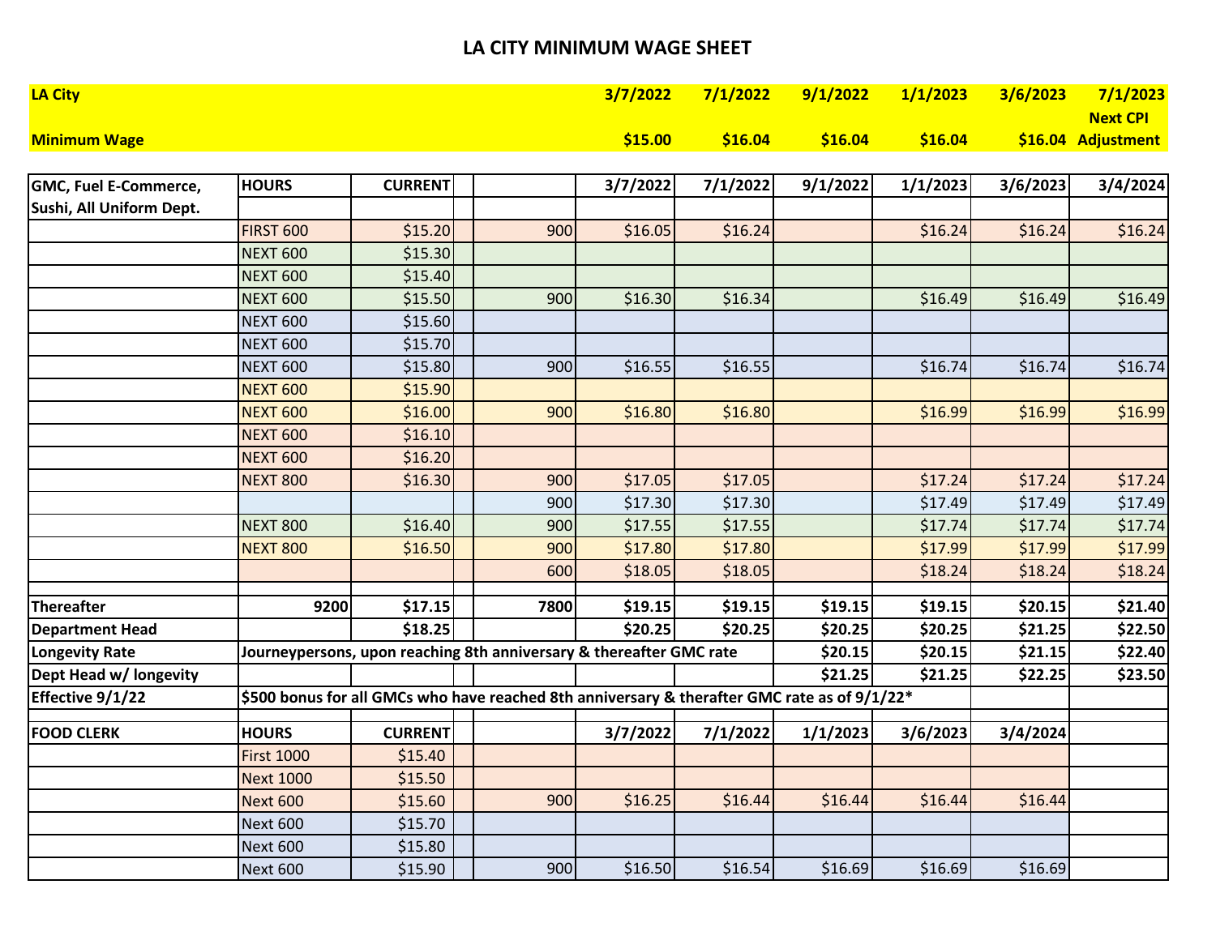# LA CITY MINIMUM WAGE SHEET

| LA City | | | | | 3/7/2022 | 7/1/2022 | 9/1/2022 | 1/1/2023 | 3/6/2023 | 7/1/2023 |
|---|---|---|---|---|---|---|---|---|---|---|
| Minimum Wage | | | | | $15.00 | $16.04 | $16.04 | $16.04 | $16.04 | Next CPI Adjustment |

| GMC, Fuel E-Commerce, Sushi, All Uniform Dept. | HOURS | CURRENT | | | 3/7/2022 | 7/1/2022 | 9/1/2022 | 1/1/2023 | 3/6/2023 | 3/4/2024 |
|---|---|---|---|---|---|---|---|---|---|---|
| | FIRST 600 | $15.20 | | 900 | $16.05 | $16.24 | | $16.24 | $16.24 | $16.24 |
| | NEXT 600 | $15.30 | | | | | | | | |
| | NEXT 600 | $15.40 | | | | | | | | |
| | NEXT 600 | $15.50 | | 900 | $16.30 | $16.34 | | $16.49 | $16.49 | $16.49 |
| | NEXT 600 | $15.60 | | | | | | | | |
| | NEXT 600 | $15.70 | | | | | | | | |
| | NEXT 600 | $15.80 | | 900 | $16.55 | $16.55 | | $16.74 | $16.74 | $16.74 |
| | NEXT 600 | $15.90 | | | | | | | | |
| | NEXT 600 | $16.00 | | 900 | $16.80 | $16.80 | | $16.99 | $16.99 | $16.99 |
| | NEXT 600 | $16.10 | | | | | | | | |
| | NEXT 600 | $16.20 | | | | | | | | |
| | NEXT 800 | $16.30 | | 900 | $17.05 | $17.05 | | $17.24 | $17.24 | $17.24 |
| | | | | 900 | $17.30 | $17.30 | | $17.49 | $17.49 | $17.49 |
| | NEXT 800 | $16.40 | | 900 | $17.55 | $17.55 | | $17.74 | $17.74 | $17.74 |
| | NEXT 800 | $16.50 | | 900 | $17.80 | $17.80 | | $17.99 | $17.99 | $17.99 |
| | | | | 600 | $18.05 | $18.05 | | $18.24 | $18.24 | $18.24 |
| | | | | | | | | | | |
| Thereafter | 9200 | $17.15 | | 7800 | $19.15 | $19.15 | $19.15 | $19.15 | $20.15 | $21.40 |
| Department Head | | $18.25 | | | $20.25 | $20.25 | $20.25 | $20.25 | $21.25 | $22.50 |
| Longevity Rate | Journeypersons, upon reaching 8th anniversary & thereafter GMC rate | | | | | | $20.15 | $20.15 | $21.15 | $22.40 |
| Dept Head w/ longevity | | | | | | | $21.25 | $21.25 | $22.25 | $23.50 |
| Effective 9/1/22 | $500 bonus for all GMCs who have reached 8th anniversary & therafter GMC rate as of 9/1/22* | | | | | | | | | |
| | | | | | | | | | | |
| FOOD CLERK | HOURS | CURRENT | | | 3/7/2022 | 7/1/2022 | 1/1/2023 | 3/6/2023 | 3/4/2024 | |
| | First 1000 | $15.40 | | | | | | | | |
| | Next 1000 | $15.50 | | | | | | | | |
| | Next 600 | $15.60 | | 900 | $16.25 | $16.44 | $16.44 | $16.44 | $16.44 | |
| | Next 600 | $15.70 | | | | | | | | |
| | Next 600 | $15.80 | | | | | | | | |
| | Next 600 | $15.90 | | 900 | $16.50 | $16.54 | $16.69 | $16.69 | $16.69 | |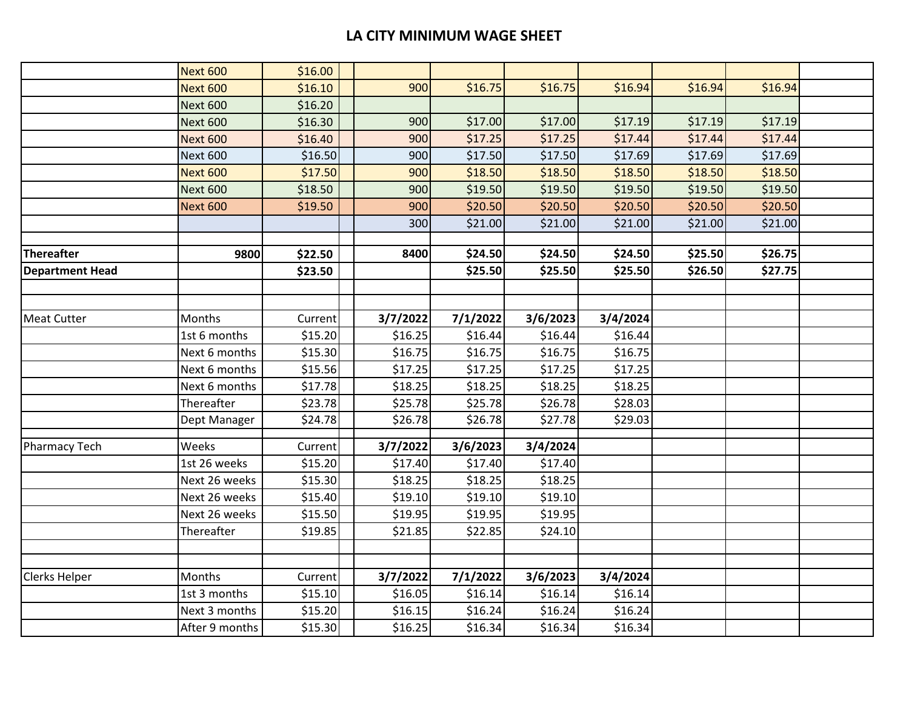# LA CITY MINIMUM WAGE SHEET

| | | | | | | | | | | |
|---|---|---|---|---|---|---|---|---|---|---|
| | Next 600 | $16.00 | | | | | | | | |
| | Next 600 | $16.10 | | 900 | $16.75 | $16.75 | $16.94 | $16.94 | $16.94 | |
| | Next 600 | $16.20 | | | | | | | | |
| | Next 600 | $16.30 | | 900 | $17.00 | $17.00 | $17.19 | $17.19 | $17.19 | |
| | Next 600 | $16.40 | | 900 | $17.25 | $17.25 | $17.44 | $17.44 | $17.44 | |
| | Next 600 | $16.50 | | 900 | $17.50 | $17.50 | $17.69 | $17.69 | $17.69 | |
| | Next 600 | $17.50 | | 900 | $18.50 | $18.50 | $18.50 | $18.50 | $18.50 | |
| | Next 600 | $18.50 | | 900 | $19.50 | $19.50 | $19.50 | $19.50 | $19.50 | |
| | Next 600 | $19.50 | | 900 | $20.50 | $20.50 | $20.50 | $20.50 | $20.50 | |
| | | | | 300 | $21.00 | $21.00 | $21.00 | $21.00 | $21.00 | |
| | | | | | | | | | | |
| **Thereafter** | **9800** | **$22.50** | | **8400** | **$24.50** | **$24.50** | **$24.50** | **$25.50** | **$26.75** | |
| **Department Head** | | **$23.50** | | | **$25.50** | **$25.50** | **$25.50** | **$26.50** | **$27.75** | |
| | | | | | | | | | | |
| | | | | | | | | | | |
| Meat Cutter | Months | Current | | **3/7/2022** | **7/1/2022** | **3/6/2023** | **3/4/2024** | | | |
| | 1st 6 months | $15.20 | | $16.25 | $16.44 | $16.44 | $16.44 | | | |
| | Next 6 months | $15.30 | | $16.75 | $16.75 | $16.75 | $16.75 | | | |
| | Next 6 months | $15.56 | | $17.25 | $17.25 | $17.25 | $17.25 | | | |
| | Next 6 months | $17.78 | | $18.25 | $18.25 | $18.25 | $18.25 | | | |
| | Thereafter | $23.78 | | $25.78 | $25.78 | $26.78 | $28.03 | | | |
| | Dept Manager | $24.78 | | $26.78 | $26.78 | $27.78 | $29.03 | | | |
| | | | | | | | | | | |
| Pharmacy Tech | Weeks | Current | | **3/7/2022** | **3/6/2023** | **3/4/2024** | | | | |
| | 1st 26 weeks | $15.20 | | $17.40 | $17.40 | $17.40 | | | | |
| | Next 26 weeks | $15.30 | | $18.25 | $18.25 | $18.25 | | | | |
| | Next 26 weeks | $15.40 | | $19.10 | $19.10 | $19.10 | | | | |
| | Next 26 weeks | $15.50 | | $19.95 | $19.95 | $19.95 | | | | |
| | Thereafter | $19.85 | | $21.85 | $22.85 | $24.10 | | | | |
| | | | | | | | | | | |
| | | | | | | | | | | |
| Clerks Helper | Months | Current | | **3/7/2022** | **7/1/2022** | **3/6/2023** | **3/4/2024** | | | |
| | 1st 3 months | $15.10 | | $16.05 | $16.14 | $16.14 | $16.14 | | | |
| | Next 3 months | $15.20 | | $16.15 | $16.24 | $16.24 | $16.24 | | | |
| | After 9 months | $15.30 | | $16.25 | $16.34 | $16.34 | $16.34 | | | |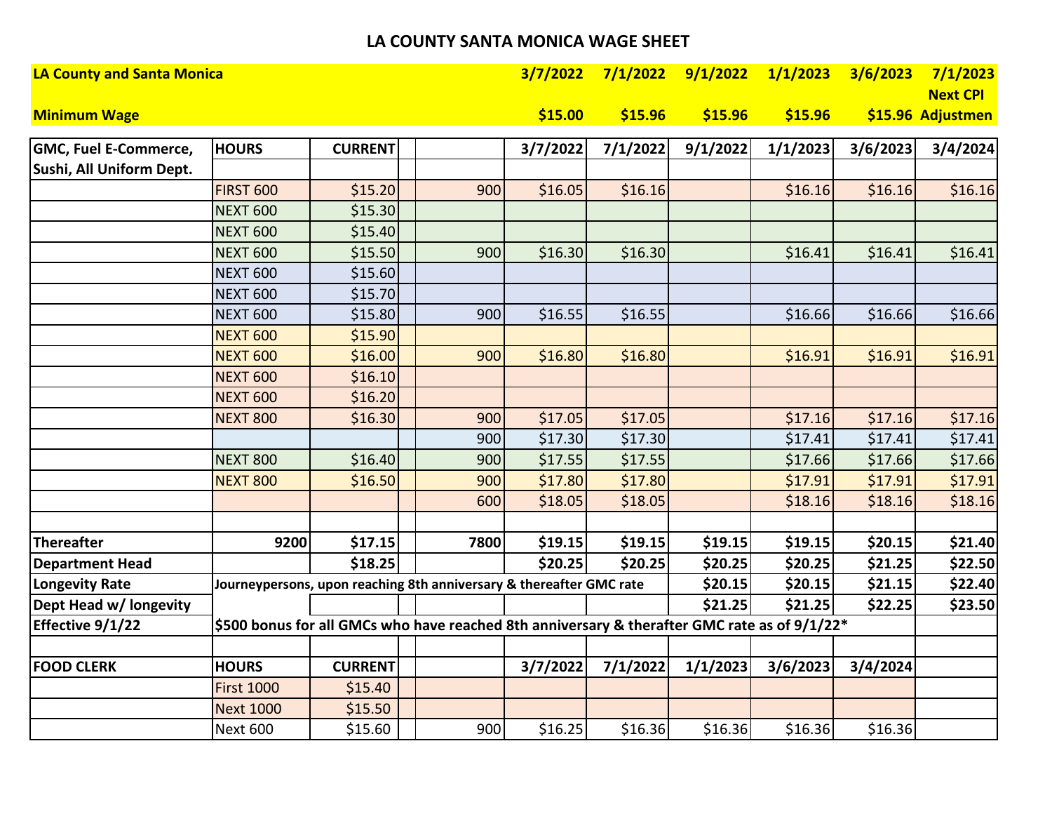# LA COUNTY SANTA MONICA WAGE SHEET

| LA County and Santa Monica | | | | | 3/7/2022 | 7/1/2022 | 9/1/2022 | 1/1/2023 | 3/6/2023 | 7/1/2023 Next CPI |
|---|---|---|---|---|---|---|---|---|---|---|
| Minimum Wage | | | | | $15.00 | $15.96 | $15.96 | $15.96 | $15.96 | Adjustmen |

| GMC, Fuel E-Commerce, Sushi, All Uniform Dept. | HOURS | CURRENT | | | 3/7/2022 | 7/1/2022 | 9/1/2022 | 1/1/2023 | 3/6/2023 | 3/4/2024 |
|---|---|---|---|---|---|---|---|---|---|---|
| | FIRST 600 | $15.20 | | 900 | $16.05 | $16.16 | | $16.16 | $16.16 | $16.16 |
| | NEXT 600 | $15.30 | | | | | | | | |
| | NEXT 600 | $15.40 | | | | | | | | |
| | NEXT 600 | $15.50 | | 900 | $16.30 | $16.30 | | $16.41 | $16.41 | $16.41 |
| | NEXT 600 | $15.60 | | | | | | | | |
| | NEXT 600 | $15.70 | | | | | | | | |
| | NEXT 600 | $15.80 | | 900 | $16.55 | $16.55 | | $16.66 | $16.66 | $16.66 |
| | NEXT 600 | $15.90 | | | | | | | | |
| | NEXT 600 | $16.00 | | 900 | $16.80 | $16.80 | | $16.91 | $16.91 | $16.91 |
| | NEXT 600 | $16.10 | | | | | | | | |
| | NEXT 600 | $16.20 | | | | | | | | |
| | NEXT 800 | $16.30 | | 900 | $17.05 | $17.05 | | $17.16 | $17.16 | $17.16 |
| | | | | 900 | $17.30 | $17.30 | | $17.41 | $17.41 | $17.41 |
| | NEXT 800 | $16.40 | | 900 | $17.55 | $17.55 | | $17.66 | $17.66 | $17.66 |
| | NEXT 800 | $16.50 | | 900 | $17.80 | $17.80 | | $17.91 | $17.91 | $17.91 |
| | | | | 600 | $18.05 | $18.05 | | $18.16 | $18.16 | $18.16 |
| | | | | | | | | | | |
| Thereafter | 9200 | $17.15 | | 7800 | $19.15 | $19.15 | $19.15 | $19.15 | $20.15 | $21.40 |
| Department Head | | $18.25 | | | $20.25 | $20.25 | $20.25 | $20.25 | $21.25 | $22.50 |
| Longevity Rate | Journeypersons, upon reaching 8th anniversary & thereafter GMC rate | | | | | | $20.15 | $20.15 | $21.15 | $22.40 |
| Dept Head w/ longevity | | | | | | | $21.25 | $21.25 | $22.25 | $23.50 |
| Effective 9/1/22 | $500 bonus for all GMCs who have reached 8th anniversary & therafter GMC rate as of 9/1/22* | | | | | | | | | |
| | | | | | | | | | | |
| FOOD CLERK | HOURS | CURRENT | | | 3/7/2022 | 7/1/2022 | 1/1/2023 | 3/6/2023 | 3/4/2024 | |
| | First 1000 | $15.40 | | | | | | | | |
| | Next 1000 | $15.50 | | | | | | | | |
| | Next 600 | $15.60 | | 900 | $16.25 | $16.36 | $16.36 | $16.36 | $16.36 | |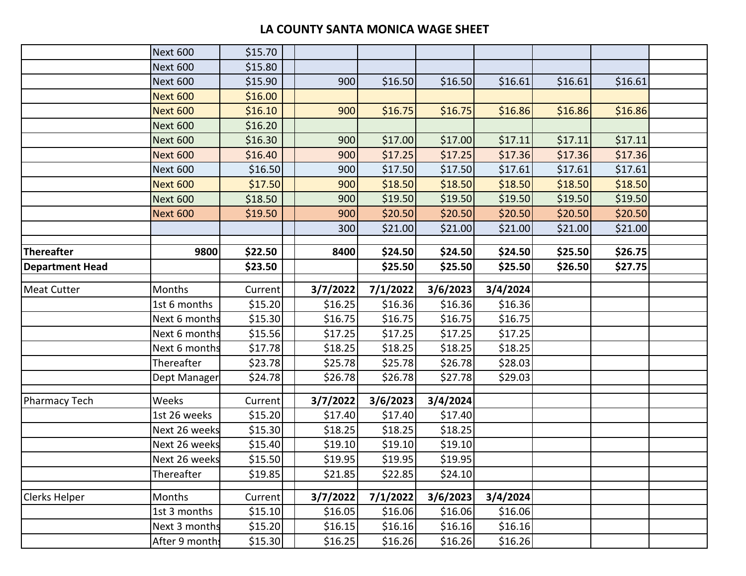# LA COUNTY SANTA MONICA WAGE SHEET

| | | | | | | | | | | |
|---|---|---|---|---|---|---|---|---|---|---|
| | Next 600 | $15.70 | | | | | | | | |
| | Next 600 | $15.80 | | | | | | | | |
| | Next 600 | $15.90 | | 900 | $16.50 | $16.50 | $16.61 | $16.61 | $16.61 | |
| | Next 600 | $16.00 | | | | | | | | |
| | Next 600 | $16.10 | | 900 | $16.75 | $16.75 | $16.86 | $16.86 | $16.86 | |
| | Next 600 | $16.20 | | | | | | | | |
| | Next 600 | $16.30 | | 900 | $17.00 | $17.00 | $17.11 | $17.11 | $17.11 | |
| | Next 600 | $16.40 | | 900 | $17.25 | $17.25 | $17.36 | $17.36 | $17.36 | |
| | Next 600 | $16.50 | | 900 | $17.50 | $17.50 | $17.61 | $17.61 | $17.61 | |
| | Next 600 | $17.50 | | 900 | $18.50 | $18.50 | $18.50 | $18.50 | $18.50 | |
| | Next 600 | $18.50 | | 900 | $19.50 | $19.50 | $19.50 | $19.50 | $19.50 | |
| | Next 600 | $19.50 | | 900 | $20.50 | $20.50 | $20.50 | $20.50 | $20.50 | |
| | | | | 300 | $21.00 | $21.00 | $21.00 | $21.00 | $21.00 | |
| | | | | | | | | | | |
| **Thereafter** | **9800** | **$22.50** | | **8400** | **$24.50** | **$24.50** | **$24.50** | **$25.50** | **$26.75** | |
| **Department Head** | | **$23.50** | | | **$25.50** | **$25.50** | **$25.50** | **$26.50** | **$27.75** | |
| | | | | | | | | | | |
| Meat Cutter | Months | Current | | **3/7/2022** | **7/1/2022** | **3/6/2023** | **3/4/2024** | | | |
| | 1st 6 months | $15.20 | | $16.25 | $16.36 | $16.36 | $16.36 | | | |
| | Next 6 months | $15.30 | | $16.75 | $16.75 | $16.75 | $16.75 | | | |
| | Next 6 months | $15.56 | | $17.25 | $17.25 | $17.25 | $17.25 | | | |
| | Next 6 months | $17.78 | | $18.25 | $18.25 | $18.25 | $18.25 | | | |
| | Thereafter | $23.78 | | $25.78 | $25.78 | $26.78 | $28.03 | | | |
| | Dept Manager | $24.78 | | $26.78 | $26.78 | $27.78 | $29.03 | | | |
| | | | | | | | | | | |
| Pharmacy Tech | Weeks | Current | | **3/7/2022** | **3/6/2023** | **3/4/2024** | | | | |
| | 1st 26 weeks | $15.20 | | $17.40 | $17.40 | $17.40 | | | | |
| | Next 26 weeks | $15.30 | | $18.25 | $18.25 | $18.25 | | | | |
| | Next 26 weeks | $15.40 | | $19.10 | $19.10 | $19.10 | | | | |
| | Next 26 weeks | $15.50 | | $19.95 | $19.95 | $19.95 | | | | |
| | Thereafter | $19.85 | | $21.85 | $22.85 | $24.10 | | | | |
| | | | | | | | | | | |
| Clerks Helper | Months | Current | | **3/7/2022** | **7/1/2022** | **3/6/2023** | **3/4/2024** | | | |
| | 1st 3 months | $15.10 | | $16.05 | $16.06 | $16.06 | $16.06 | | | |
| | Next 3 months | $15.20 | | $16.15 | $16.16 | $16.16 | $16.16 | | | |
| | After 9 months | $15.30 | | $16.25 | $16.26 | $16.26 | $16.26 | | | |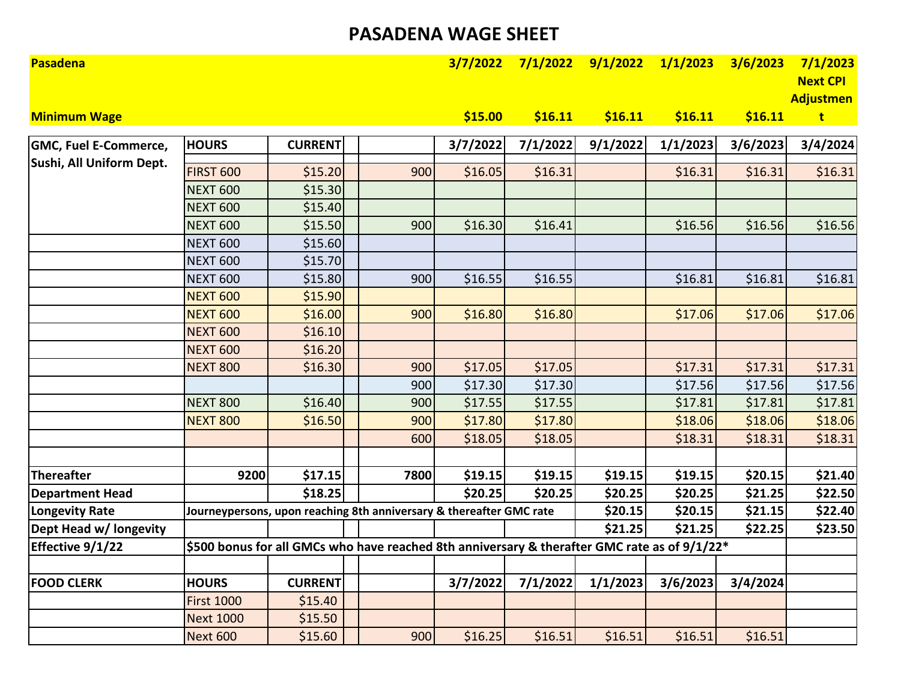# PASADENA WAGE SHEET

| Pasadena | | | | | 3/7/2022 | 7/1/2022 | 9/1/2022 | 1/1/2023 | 3/6/2023 | 7/1/2023 Next CPI Adjustment |
|---|---|---|---|---|---|---|---|---|---|---|
| Minimum Wage | | | | | $15.00 | $16.11 | $16.11 | $16.11 | $16.11 | |

| GMC, Fuel E-Commerce, Sushi, All Uniform Dept. | HOURS | CURRENT | | | 3/7/2022 | 7/1/2022 | 9/1/2022 | 1/1/2023 | 3/6/2023 | 3/4/2024 |
|---|---|---|---|---|---|---|---|---|---|---|
| | | | | | | | | | | |
| | FIRST 600 | $15.20 | | 900 | $16.05 | $16.31 | | $16.31 | $16.31 | $16.31 |
| | NEXT 600 | $15.30 | | | | | | | | |
| | NEXT 600 | $15.40 | | | | | | | | |
| | NEXT 600 | $15.50 | | 900 | $16.30 | $16.41 | | $16.56 | $16.56 | $16.56 |
| | NEXT 600 | $15.60 | | | | | | | | |
| | NEXT 600 | $15.70 | | | | | | | | |
| | NEXT 600 | $15.80 | | 900 | $16.55 | $16.55 | | $16.81 | $16.81 | $16.81 |
| | NEXT 600 | $15.90 | | | | | | | | |
| | NEXT 600 | $16.00 | | 900 | $16.80 | $16.80 | | $17.06 | $17.06 | $17.06 |
| | NEXT 600 | $16.10 | | | | | | | | |
| | NEXT 600 | $16.20 | | | | | | | | |
| | NEXT 800 | $16.30 | | 900 | $17.05 | $17.05 | | $17.31 | $17.31 | $17.31 |
| | | | | 900 | $17.30 | $17.30 | | $17.56 | $17.56 | $17.56 |
| | NEXT 800 | $16.40 | | 900 | $17.55 | $17.55 | | $17.81 | $17.81 | $17.81 |
| | NEXT 800 | $16.50 | | 900 | $17.80 | $17.80 | | $18.06 | $18.06 | $18.06 |
| | | | | 600 | $18.05 | $18.05 | | $18.31 | $18.31 | $18.31 |
| | | | | | | | | | | |
| **Thereafter** | **9200** | **$17.15** | | **7800** | **$19.15** | **$19.15** | **$19.15** | **$19.15** | **$20.15** | **$21.40** |
| **Department Head** | | **$18.25** | | | **$20.25** | **$20.25** | **$20.25** | **$20.25** | **$21.25** | **$22.50** |
| **Longevity Rate** | **Journeypersons, upon reaching 8th anniversary & thereafter GMC rate** | | | | | | **$20.15** | **$20.15** | **$21.15** | **$22.40** |
| **Dept Head w/ longevity** | | | | | | | **$21.25** | **$21.25** | **$22.25** | **$23.50** |
| **Effective 9/1/22** | **$500 bonus for all GMCs who have reached 8th anniversary & therafter GMC rate as of 9/1/22*** | | | | | | | | | |
| | | | | | | | | | | |
| **FOOD CLERK** | **HOURS** | **CURRENT** | | | **3/7/2022** | **7/1/2022** | **1/1/2023** | **3/6/2023** | **3/4/2024** | |
| | First 1000 | $15.40 | | | | | | | | |
| | Next 1000 | $15.50 | | | | | | | | |
| | Next 600 | $15.60 | | 900 | $16.25 | $16.51 | $16.51 | $16.51 | $16.51 | |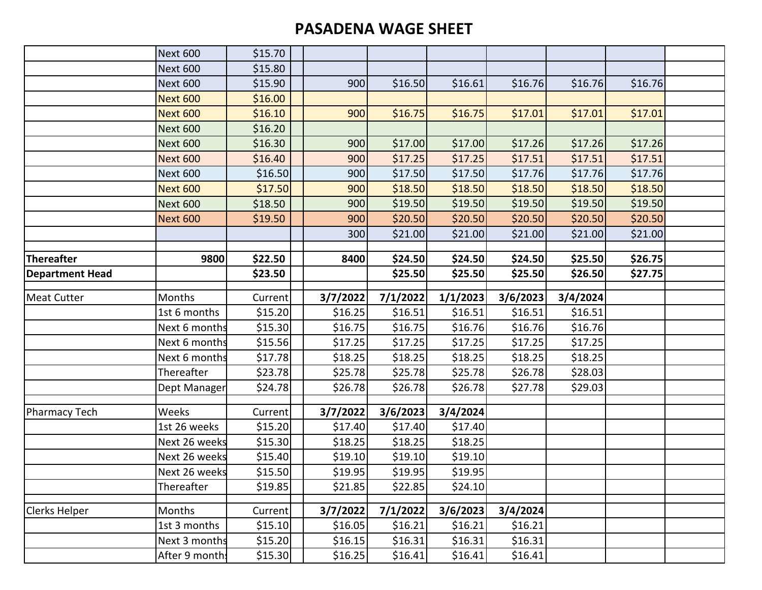# PASADENA WAGE SHEET

| | | | | | | | | | | |
|---|---|---|---|---|---|---|---|---|---|---|
| | Next 600 | $15.70 | | | | | | | | |
| | Next 600 | $15.80 | | | | | | | | |
| | Next 600 | $15.90 | | 900 | $16.50 | $16.61 | $16.76 | $16.76 | $16.76 | |
| | Next 600 | $16.00 | | | | | | | | |
| | Next 600 | $16.10 | | 900 | $16.75 | $16.75 | $17.01 | $17.01 | $17.01 | |
| | Next 600 | $16.20 | | | | | | | | |
| | Next 600 | $16.30 | | 900 | $17.00 | $17.00 | $17.26 | $17.26 | $17.26 | |
| | Next 600 | $16.40 | | 900 | $17.25 | $17.25 | $17.51 | $17.51 | $17.51 | |
| | Next 600 | $16.50 | | 900 | $17.50 | $17.50 | $17.76 | $17.76 | $17.76 | |
| | Next 600 | $17.50 | | 900 | $18.50 | $18.50 | $18.50 | $18.50 | $18.50 | |
| | Next 600 | $18.50 | | 900 | $19.50 | $19.50 | $19.50 | $19.50 | $19.50 | |
| | Next 600 | $19.50 | | 900 | $20.50 | $20.50 | $20.50 | $20.50 | $20.50 | |
| | | | | 300 | $21.00 | $21.00 | $21.00 | $21.00 | $21.00 | |
| | | | | | | | | | | |
| **Thereafter** | 9800 | **$22.50** | | 8400 | **$24.50** | **$24.50** | **$24.50** | **$25.50** | **$26.75** | |
| **Department Head** | | **$23.50** | | | **$25.50** | **$25.50** | **$25.50** | **$26.50** | **$27.75** | |
| | | | | | | | | | | |
| Meat Cutter | Months | Current | | **3/7/2022** | **7/1/2022** | **1/1/2023** | **3/6/2023** | **3/4/2024** | | |
| | 1st 6 months | $15.20 | | $16.25 | $16.51 | $16.51 | $16.51 | $16.51 | | |
| | Next 6 months | $15.30 | | $16.75 | $16.75 | $16.76 | $16.76 | $16.76 | | |
| | Next 6 months | $15.56 | | $17.25 | $17.25 | $17.25 | $17.25 | $17.25 | | |
| | Next 6 months | $17.78 | | $18.25 | $18.25 | $18.25 | $18.25 | $18.25 | | |
| | Thereafter | $23.78 | | $25.78 | $25.78 | $25.78 | $26.78 | $28.03 | | |
| | Dept Manager | $24.78 | | $26.78 | $26.78 | $26.78 | $27.78 | $29.03 | | |
| | | | | | | | | | | |
| Pharmacy Tech | Weeks | Current | | **3/7/2022** | **3/6/2023** | **3/4/2024** | | | | |
| | 1st 26 weeks | $15.20 | | $17.40 | $17.40 | $17.40 | | | | |
| | Next 26 weeks | $15.30 | | $18.25 | $18.25 | $18.25 | | | | |
| | Next 26 weeks | $15.40 | | $19.10 | $19.10 | $19.10 | | | | |
| | Next 26 weeks | $15.50 | | $19.95 | $19.95 | $19.95 | | | | |
| | Thereafter | $19.85 | | $21.85 | $22.85 | $24.10 | | | | |
| | | | | | | | | | | |
| Clerks Helper | Months | Current | | **3/7/2022** | **7/1/2022** | **3/6/2023** | **3/4/2024** | | | |
| | 1st 3 months | $15.10 | | $16.05 | $16.21 | $16.21 | $16.21 | | | |
| | Next 3 months | $15.20 | | $16.15 | $16.31 | $16.31 | $16.31 | | | |
| | After 9 months | $15.30 | | $16.25 | $16.41 | $16.41 | $16.41 | | | |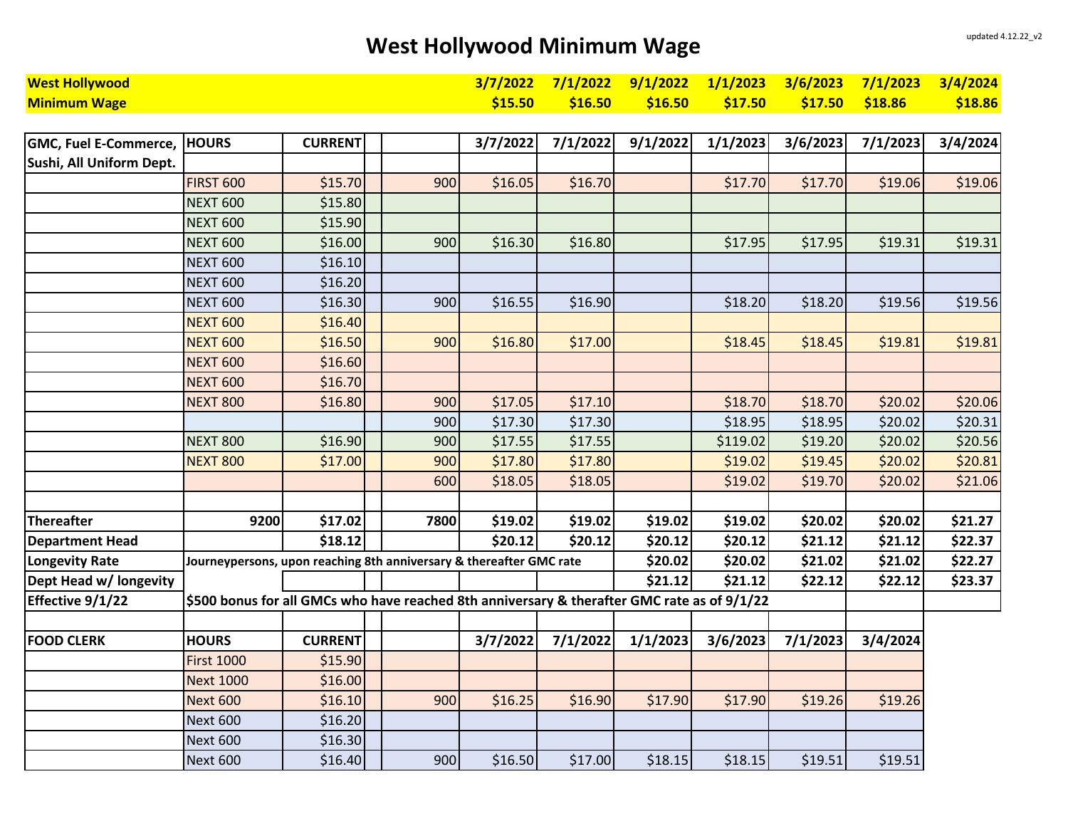updated 4.12.22_v2

# West Hollywood Minimum Wage

| West Hollywood Minimum Wage | | | | 3/7/2022 | 7/1/2022 | 9/1/2022 | 1/1/2023 | 3/6/2023 | 7/1/2023 | 3/4/2024 |
|---|---|---|---|---|---|---|---|---|---|---|
| | | | | $15.50 | $16.50 | $16.50 | $17.50 | $17.50 | $18.86 | $18.86 |

| GMC, Fuel E-Commerce, Sushi, All Uniform Dept. | HOURS | CURRENT | | 3/7/2022 | 7/1/2022 | 9/1/2022 | 1/1/2023 | 3/6/2023 | 7/1/2023 | 3/4/2024 |
|---|---|---|---|---|---|---|---|---|---|---|
| | FIRST 600 | $15.70 | 900 | $16.05 | $16.70 | | $17.70 | $17.70 | $19.06 | $19.06 |
| | NEXT 600 | $15.80 | | | | | | | | |
| | NEXT 600 | $15.90 | | | | | | | | |
| | NEXT 600 | $16.00 | 900 | $16.30 | $16.80 | | $17.95 | $17.95 | $19.31 | $19.31 |
| | NEXT 600 | $16.10 | | | | | | | | |
| | NEXT 600 | $16.20 | | | | | | | | |
| | NEXT 600 | $16.30 | 900 | $16.55 | $16.90 | | $18.20 | $18.20 | $19.56 | $19.56 |
| | NEXT 600 | $16.40 | | | | | | | | |
| | NEXT 600 | $16.50 | 900 | $16.80 | $17.00 | | $18.45 | $18.45 | $19.81 | $19.81 |
| | NEXT 600 | $16.60 | | | | | | | | |
| | NEXT 600 | $16.70 | | | | | | | | |
| | NEXT 800 | $16.80 | 900 | $17.05 | $17.10 | | $18.70 | $18.70 | $20.02 | $20.06 |
| | | | 900 | $17.30 | $17.30 | | $18.95 | $18.95 | $20.02 | $20.31 |
| | NEXT 800 | $16.90 | 900 | $17.55 | $17.55 | | $119.02 | $19.20 | $20.02 | $20.56 |
| | NEXT 800 | $17.00 | 900 | $17.80 | $17.80 | | $19.02 | $19.45 | $20.02 | $20.81 |
| | | | 600 | $18.05 | $18.05 | | $19.02 | $19.70 | $20.02 | $21.06 |
| | | | | | | | | | | |
| **Thereafter** | **9200** | **$17.02** | **7800** | **$19.02** | **$19.02** | **$19.02** | **$19.02** | **$20.02** | **$20.02** | **$21.27** |
| **Department Head** | | **$18.12** | | **$20.12** | **$20.12** | **$20.12** | **$20.12** | **$21.12** | **$21.12** | **$22.37** |
| **Longevity Rate** | **Journeypersons, upon reaching 8th anniversary & thereafter GMC rate** | | | | | **$20.02** | **$20.02** | **$21.02** | **$21.02** | **$22.27** |
| **Dept Head w/ longevity** | | | | | | **$21.12** | **$21.12** | **$22.12** | **$22.12** | **$23.37** |
| **Effective 9/1/22** | **$500 bonus for all GMCs who have reached 8th anniversary & therafter GMC rate as of 9/1/22** | | | | | | | | | |

| FOOD CLERK | HOURS | CURRENT | | 3/7/2022 | 7/1/2022 | 1/1/2023 | 3/6/2023 | 7/1/2023 | 3/4/2024 |
|---|---|---|---|---|---|---|---|---|---|
| | First 1000 | $15.90 | | | | | | | |
| | Next 1000 | $16.00 | | | | | | | |
| | Next 600 | $16.10 | 900 | $16.25 | $16.90 | $17.90 | $17.90 | $19.26 | $19.26 |
| | Next 600 | $16.20 | | | | | | | |
| | Next 600 | $16.30 | | | | | | | |
| | Next 600 | $16.40 | 900 | $16.50 | $17.00 | $18.15 | $18.15 | $19.51 | $19.51 |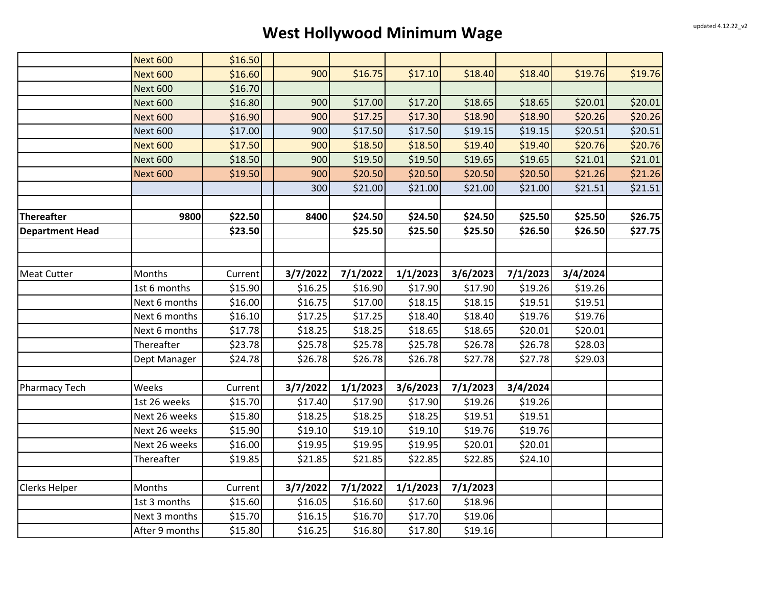# West Hollywood Minimum Wage

| | | | | | | | | | | |
|---|---|---|---|---|---|---|---|---|---|---|
| | Next 600 | $16.50 | | | | | | | | |
| | Next 600 | $16.60 | | 900 | $16.75 | $17.10 | $18.40 | $18.40 | $19.76 | $19.76 |
| | Next 600 | $16.70 | | | | | | | | |
| | Next 600 | $16.80 | | 900 | $17.00 | $17.20 | $18.65 | $18.65 | $20.01 | $20.01 |
| | Next 600 | $16.90 | | 900 | $17.25 | $17.30 | $18.90 | $18.90 | $20.26 | $20.26 |
| | Next 600 | $17.00 | | 900 | $17.50 | $17.50 | $19.15 | $19.15 | $20.51 | $20.51 |
| | Next 600 | $17.50 | | 900 | $18.50 | $18.50 | $19.40 | $19.40 | $20.76 | $20.76 |
| | Next 600 | $18.50 | | 900 | $19.50 | $19.50 | $19.65 | $19.65 | $21.01 | $21.01 |
| | Next 600 | $19.50 | | 900 | $20.50 | $20.50 | $20.50 | $20.50 | $21.26 | $21.26 |
| | | | | 300 | $21.00 | $21.00 | $21.00 | $21.00 | $21.51 | $21.51 |
| | | | | | | | | | | |
| **Thereafter** | **9800** | **$22.50** | | **8400** | **$24.50** | **$24.50** | **$24.50** | **$25.50** | **$25.50** | **$26.75** |
| **Department Head** | | **$23.50** | | | **$25.50** | **$25.50** | **$25.50** | **$26.50** | **$26.50** | **$27.75** |
| | | | | | | | | | | |
| | | | | | | | | | | |
| Meat Cutter | Months | Current | | **3/7/2022** | **7/1/2022** | **1/1/2023** | **3/6/2023** | **7/1/2023** | **3/4/2024** | |
| | 1st 6 months | $15.90 | | $16.25 | $16.90 | $17.90 | $17.90 | $19.26 | $19.26 | |
| | Next 6 months | $16.00 | | $16.75 | $17.00 | $18.15 | $18.15 | $19.51 | $19.51 | |
| | Next 6 months | $16.10 | | $17.25 | $17.25 | $18.40 | $18.40 | $19.76 | $19.76 | |
| | Next 6 months | $17.78 | | $18.25 | $18.25 | $18.65 | $18.65 | $20.01 | $20.01 | |
| | Thereafter | $23.78 | | $25.78 | $25.78 | $25.78 | $26.78 | $26.78 | $28.03 | |
| | Dept Manager | $24.78 | | $26.78 | $26.78 | $26.78 | $27.78 | $27.78 | $29.03 | |
| | | | | | | | | | | |
| Pharmacy Tech | Weeks | Current | | **3/7/2022** | **1/1/2023** | **3/6/2023** | **7/1/2023** | **3/4/2024** | | |
| | 1st 26 weeks | $15.70 | | $17.40 | $17.90 | $17.90 | $19.26 | $19.26 | | |
| | Next 26 weeks | $15.80 | | $18.25 | $18.25 | $18.25 | $19.51 | $19.51 | | |
| | Next 26 weeks | $15.90 | | $19.10 | $19.10 | $19.10 | $19.76 | $19.76 | | |
| | Next 26 weeks | $16.00 | | $19.95 | $19.95 | $19.95 | $20.01 | $20.01 | | |
| | Thereafter | $19.85 | | $21.85 | $21.85 | $22.85 | $22.85 | $24.10 | | |
| | | | | | | | | | | |
| Clerks Helper | Months | Current | | **3/7/2022** | **7/1/2022** | **1/1/2023** | **7/1/2023** | | | |
| | 1st 3 months | $15.60 | | $16.05 | $16.60 | $17.60 | $18.96 | | | |
| | Next 3 months | $15.70 | | $16.15 | $16.70 | $17.70 | $19.06 | | | |
| | After 9 months | $15.80 | | $16.25 | $16.80 | $17.80 | $19.16 | | | |